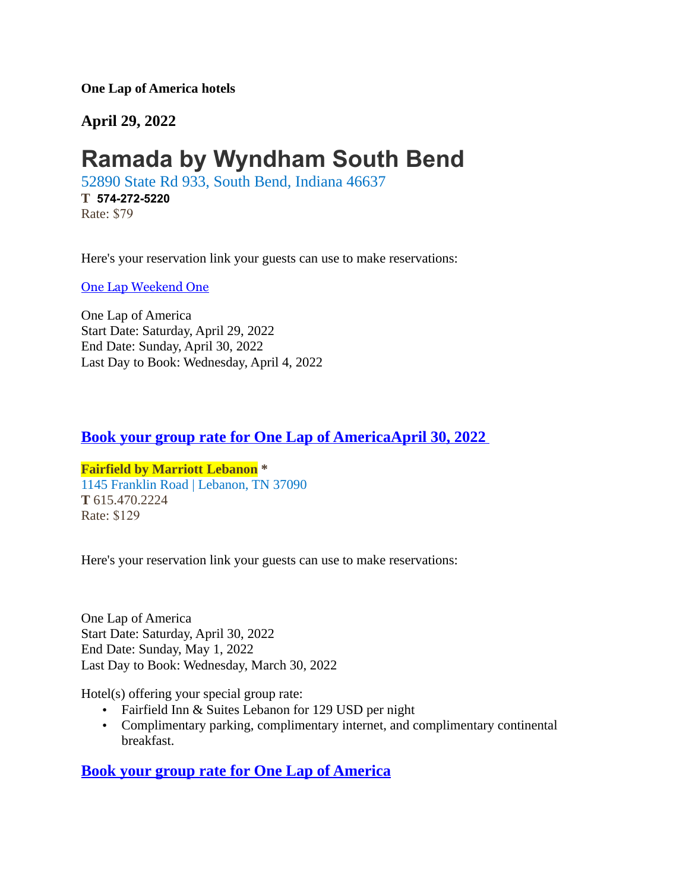**One Lap of America hotels**

### April 29, 2022

# Ramada by Wyndham South Bend

52890 State Rd 933, South Bend, Indiana 46637
**T** **574-272-5220**
Rate: $79

Here's your reservation link your guests can use to make reservations:

[One Lap Weekend One](#)

One Lap of America
Start Date: Saturday, April 29, 2022
End Date: Sunday, April 30, 2022
Last Day to Book: Wednesday, April 4, 2022

### [Book your group rate for One Lap of AmericaApril 30, 2022](#)

**Fairfield by Marriott Lebanon** *
1145 Franklin Road | Lebanon, TN 37090
**T** 615.470.2224
Rate: $129

Here's your reservation link your guests can use to make reservations:

One Lap of America
Start Date: Saturday, April 30, 2022
End Date: Sunday, May 1, 2022
Last Day to Book: Wednesday, March 30, 2022

Hotel(s) offering your special group rate:

- Fairfield Inn & Suites Lebanon for 129 USD per night
- Complimentary parking, complimentary internet, and complimentary continental breakfast.

### [Book your group rate for One Lap of America](#)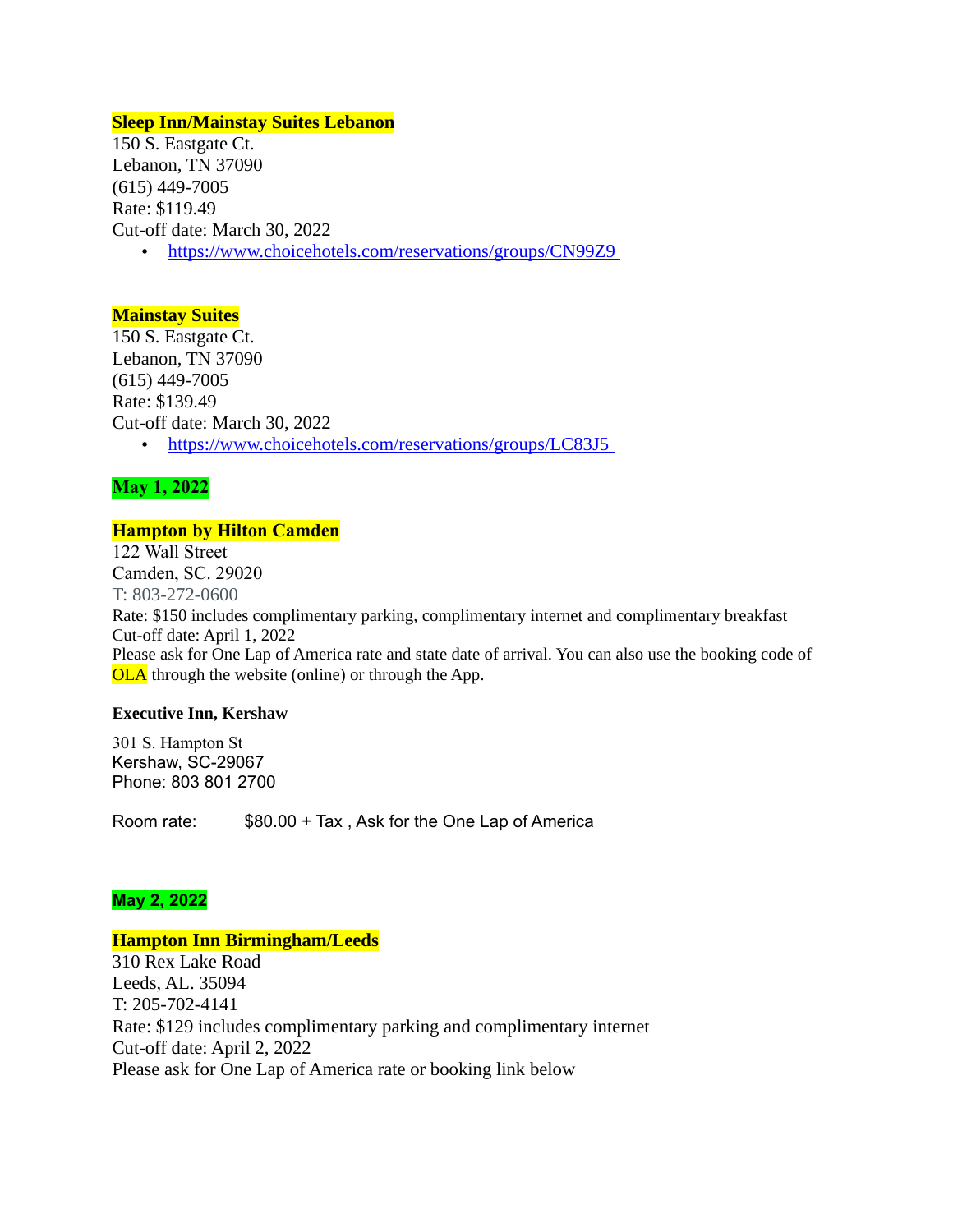**Sleep Inn/Mainstay Suites Lebanon**
150 S. Eastgate Ct.
Lebanon, TN 37090
(615) 449-7005
Rate: $119.49
Cut-off date: March 30, 2022

- https://www.choicehotels.com/reservations/groups/CN99Z9

**Mainstay Suites**
150 S. Eastgate Ct.
Lebanon, TN 37090
(615) 449-7005
Rate: $139.49
Cut-off date: March 30, 2022

- https://www.choicehotels.com/reservations/groups/LC83J5

**May 1, 2022**

**Hampton by Hilton Camden**
122 Wall Street
Camden, SC. 29020
T: 803-272-0600
Rate: $150 includes complimentary parking, complimentary internet and complimentary breakfast
Cut-off date: April 1, 2022
Please ask for One Lap of America rate and state date of arrival. You can also use the booking code of OLA through the website (online) or through the App.

**Executive Inn, Kershaw**

301 S. Hampton St
Kershaw, SC-29067
Phone: 803 801 2700

Room rate: $80.00 + Tax , Ask for the One Lap of America

**May 2, 2022**

**Hampton Inn Birmingham/Leeds**
310 Rex Lake Road
Leeds, AL. 35094
T: 205-702-4141
Rate: $129 includes complimentary parking and complimentary internet
Cut-off date: April 2, 2022
Please ask for One Lap of America rate or booking link below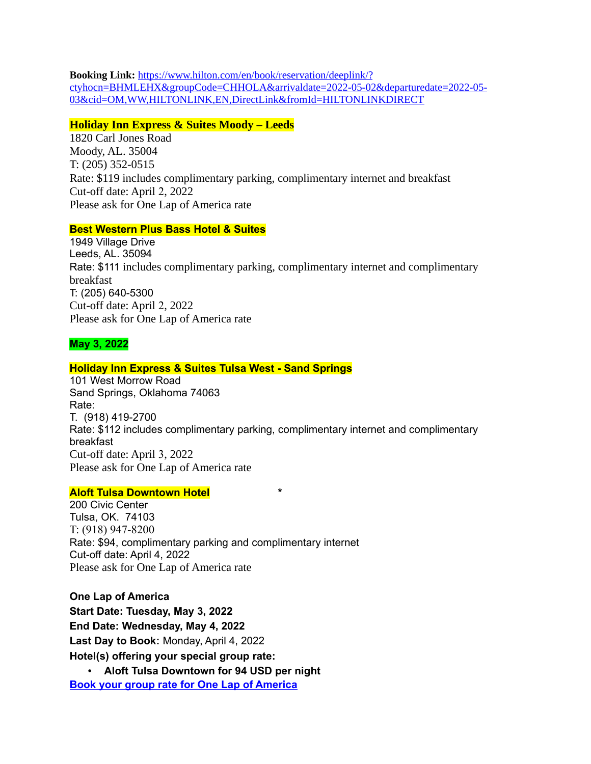**Booking Link:** [https://www.hilton.com/en/book/reservation/deeplink/?ctyhocn=BHMLEHX&groupCode=CHHOLA&arrivaldate=2022-05-02&departuredate=2022-05-03&cid=OM,WW,HILTONLINK,EN,DirectLink&fromId=HILTONLINKDIRECT](https://www.hilton.com/en/book/reservation/deeplink/?ctyhocn=BHMLEHX&groupCode=CHHOLA&arrivaldate=2022-05-02&departuredate=2022-05-03&cid=OM,WW,HILTONLINK,EN,DirectLink&fromId=HILTONLINKDIRECT)

**Holiday Inn Express & Suites Moody – Leeds**
1820 Carl Jones Road
Moody, AL. 35004
T: (205) 352-0515
Rate: $119 includes complimentary parking, complimentary internet and breakfast
Cut-off date: April 2, 2022
Please ask for One Lap of America rate

**Best Western Plus Bass Hotel & Suites**
1949 Village Drive
Leeds, AL. 35094
Rate: $111 includes complimentary parking, complimentary internet and complimentary breakfast
T: (205) 640-5300
Cut-off date: April 2, 2022
Please ask for One Lap of America rate

**May 3, 2022**

**Holiday Inn Express & Suites Tulsa West - Sand Springs**
101 West Morrow Road
Sand Springs, Oklahoma 74063
Rate:
T. (918) 419-2700
Rate: $112 includes complimentary parking, complimentary internet and complimentary breakfast
Cut-off date: April 3, 2022
Please ask for One Lap of America rate

**Aloft Tulsa Downtown Hotel** *
200 Civic Center
Tulsa, OK. 74103
T: (918) 947-8200
Rate: $94, complimentary parking and complimentary internet
Cut-off date: April 4, 2022
Please ask for One Lap of America rate

**One Lap of America**
**Start Date: Tuesday, May 3, 2022**
**End Date: Wednesday, May 4, 2022**
**Last Day to Book:** Monday, April 4, 2022
**Hotel(s) offering your special group rate:**

- **Aloft Tulsa Downtown for 94 USD per night**

**Book your group rate for One Lap of America**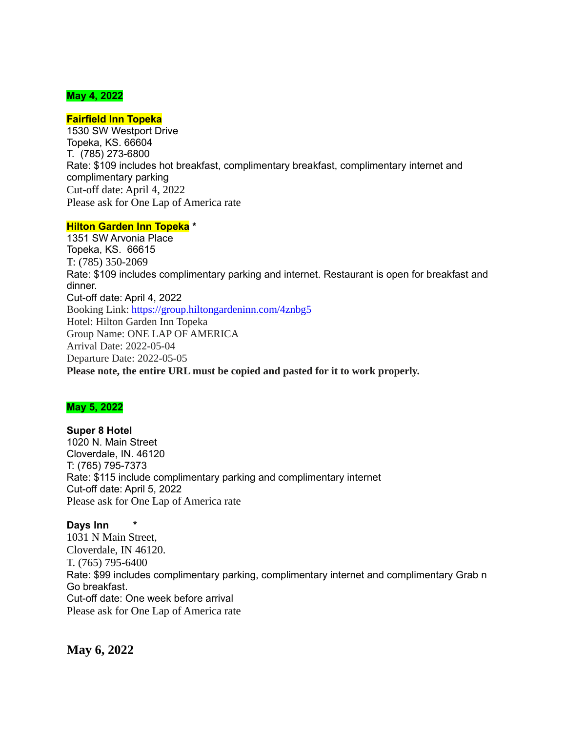## May 4, 2022

**Fairfield Inn Topeka**
1530 SW Westport Drive
Topeka, KS. 66604
T. (785) 273-6800
Rate: $109 includes hot breakfast, complimentary breakfast, complimentary internet and complimentary parking
Cut-off date: April 4, 2022
Please ask for One Lap of America rate

**Hilton Garden Inn Topeka** *
1351 SW Arvonia Place
Topeka, KS. 66615
T: (785) 350-2069
Rate: $109 includes complimentary parking and internet. Restaurant is open for breakfast and dinner.
Cut-off date: April 4, 2022
Booking Link: https://group.hiltongardeninn.com/4znbg5
Hotel: Hilton Garden Inn Topeka
Group Name: ONE LAP OF AMERICA
Arrival Date: 2022-05-04
Departure Date: 2022-05-05
**Please note, the entire URL must be copied and pasted for it to work properly.**

## May 5, 2022

**Super 8 Hotel**
1020 N. Main Street
Cloverdale, IN. 46120
T: (765) 795-7373
Rate: $115 include complimentary parking and complimentary internet
Cut-off date: April 5, 2022
Please ask for One Lap of America rate

**Days Inn** *
1031 N Main Street,
Cloverdale, IN 46120.
T. (765) 795-6400
Rate: $99 includes complimentary parking, complimentary internet and complimentary Grab n Go breakfast.
Cut-off date: One week before arrival
Please ask for One Lap of America rate

## May 6, 2022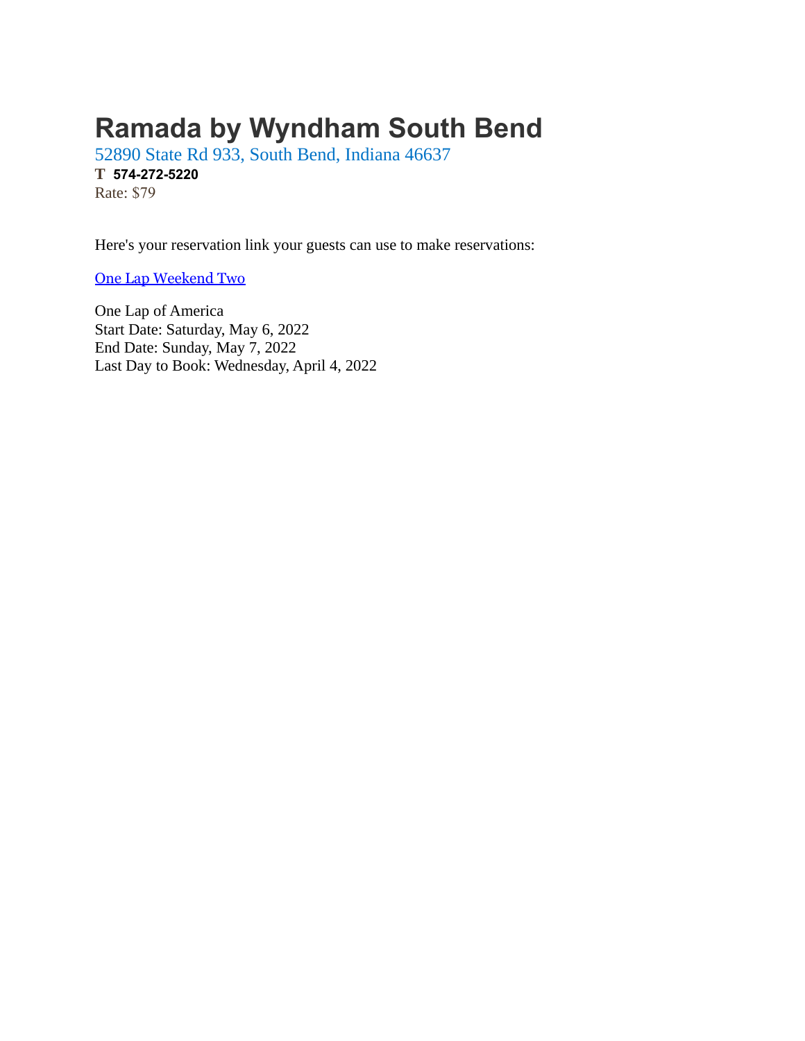# Ramada by Wyndham South Bend

52890 State Rd 933, South Bend, Indiana 46637

**T 574-272-5220**

Rate: $79

Here's your reservation link your guests can use to make reservations:

One Lap Weekend Two

One Lap of America
Start Date: Saturday, May 6, 2022
End Date: Sunday, May 7, 2022
Last Day to Book: Wednesday, April 4, 2022